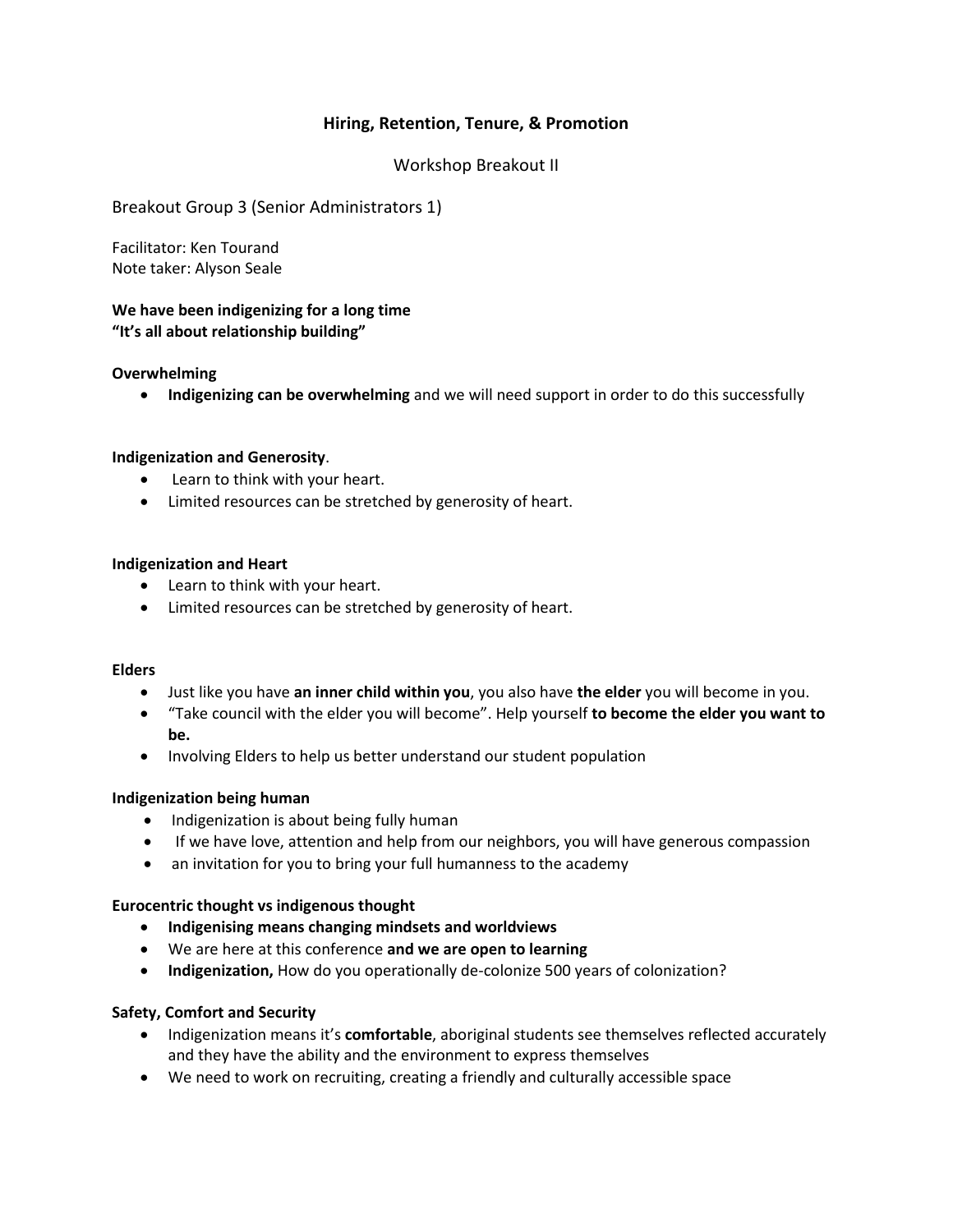# Hiring, Retention, Tenure, & Promotion

## Workshop Breakout II

### Breakout Group 3 (Senior Administrators 1)

Facilitator: Ken Tourand
Note taker: Alyson Seale

**We have been indigenizing for a long time**
**"It's all about relationship building"**

**Overwhelming**

- **Indigenizing can be overwhelming** and we will need support in order to do this successfully

**Indigenization and Generosity**.

- Learn to think with your heart.
- Limited resources can be stretched by generosity of heart.

**Indigenization and Heart**

- Learn to think with your heart.
- Limited resources can be stretched by generosity of heart.

**Elders**

- Just like you have **an inner child within you**, you also have **the elder** you will become in you.
- "Take council with the elder you will become". Help yourself **to become the elder you want to be.**
- Involving Elders to help us better understand our student population

**Indigenization being human**

- Indigenization is about being fully human
- If we have love, attention and help from our neighbors, you will have generous compassion
- an invitation for you to bring your full humanness to the academy

**Eurocentric thought vs indigenous thought**

- **Indigenising means changing mindsets and worldviews**
- We are here at this conference **and we are open to learning**
- **Indigenization,** How do you operationally de-colonize 500 years of colonization?

**Safety, Comfort and Security**

- Indigenization means it's **comfortable**, aboriginal students see themselves reflected accurately and they have the ability and the environment to express themselves
- We need to work on recruiting, creating a friendly and culturally accessible space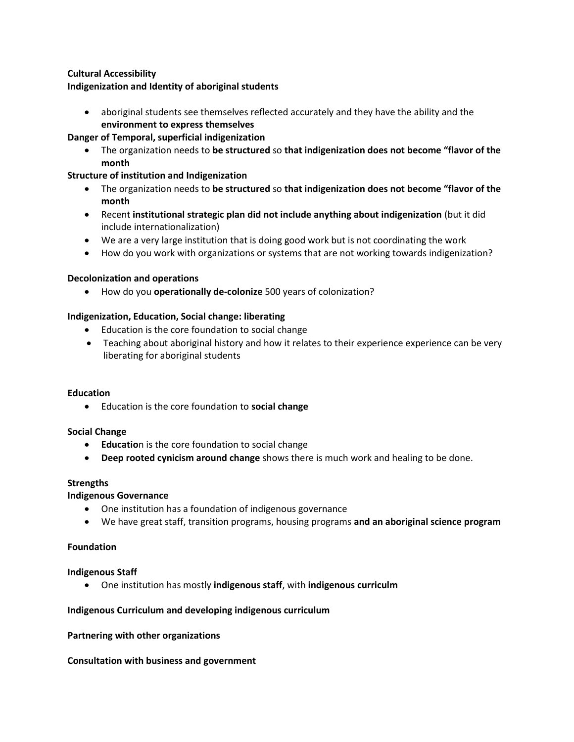**Cultural Accessibility**

**Indigenization and Identity of aboriginal students**

- aboriginal students see themselves reflected accurately and they have the ability and the **environment to express themselves**

**Danger of Temporal, superficial indigenization**

- The organization needs to **be structured** so **that indigenization does not become "flavor of the month**

**Structure of institution and Indigenization**

- The organization needs to **be structured** so **that indigenization does not become "flavor of the month**
- Recent **institutional strategic plan did not include anything about indigenization** (but it did include internationalization)
- We are a very large institution that is doing good work but is not coordinating the work
- How do you work with organizations or systems that are not working towards indigenization?

**Decolonization and operations**

- How do you **operationally de-colonize** 500 years of colonization?

**Indigenization, Education, Social change: liberating**

- Education is the core foundation to social change
- Teaching about aboriginal history and how it relates to their experience experience can be very liberating for aboriginal students

**Education**

- Education is the core foundation to **social change**

**Social Change**

- **Educatio**n is the core foundation to social change
- **Deep rooted cynicism around change** shows there is much work and healing to be done.

**Strengths**

**Indigenous Governance**

- One institution has a foundation of indigenous governance
- We have great staff, transition programs, housing programs **and an aboriginal science program**

**Foundation**

**Indigenous Staff**

- One institution has mostly **indigenous staff**, with **indigenous curriculm**

**Indigenous Curriculum and developing indigenous curriculum**

**Partnering with other organizations**

**Consultation with business and government**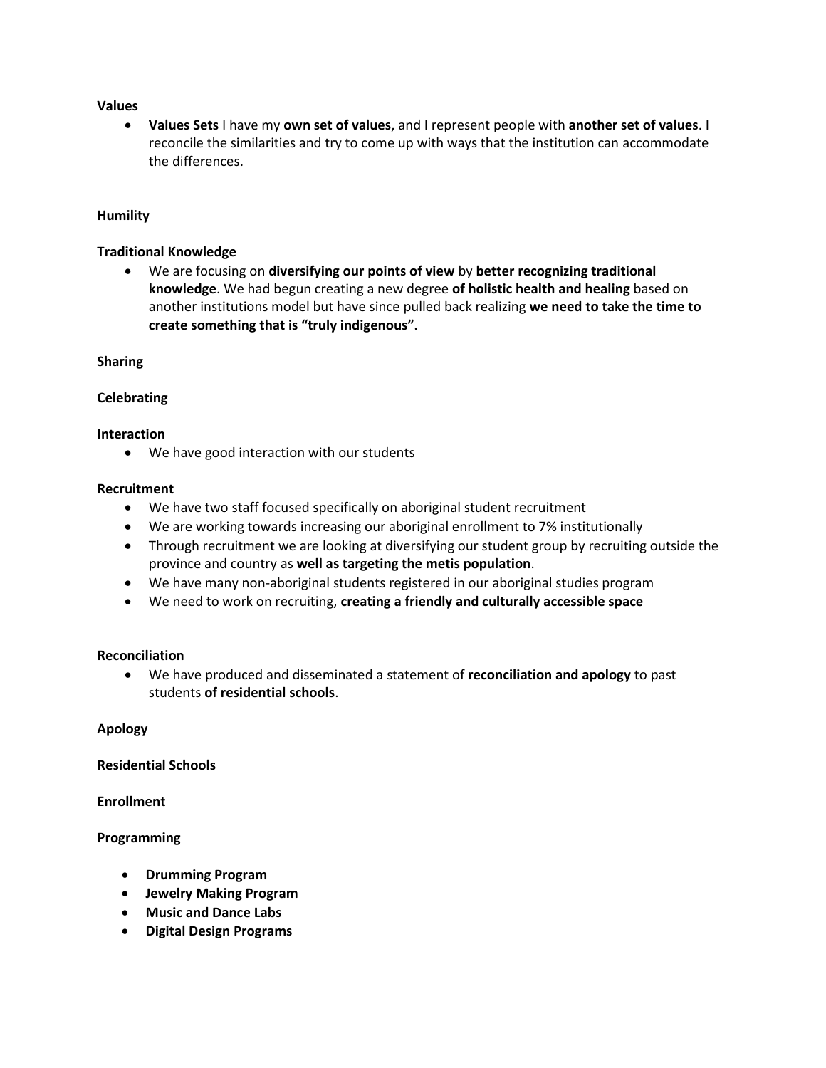**Values**

- **Values Sets** I have my **own set of values**, and I represent people with **another set of values**. I reconcile the similarities and try to come up with ways that the institution can accommodate the differences.

**Humility**

**Traditional Knowledge**

- We are focusing on **diversifying our points of view** by **better recognizing traditional knowledge**. We had begun creating a new degree **of holistic health and healing** based on another institutions model but have since pulled back realizing **we need to take the time to create something that is "truly indigenous".**

**Sharing**

**Celebrating**

**Interaction**

- We have good interaction with our students

**Recruitment**

- We have two staff focused specifically on aboriginal student recruitment
- We are working towards increasing our aboriginal enrollment to 7% institutionally
- Through recruitment we are looking at diversifying our student group by recruiting outside the province and country as **well as targeting the metis population**.
- We have many non-aboriginal students registered in our aboriginal studies program
- We need to work on recruiting, **creating a friendly and culturally accessible space**

**Reconciliation**

- We have produced and disseminated a statement of **reconciliation and apology** to past students **of residential schools**.

**Apology**

**Residential Schools**

**Enrollment**

**Programming**

- **Drumming Program**
- **Jewelry Making Program**
- **Music and Dance Labs**
- **Digital Design Programs**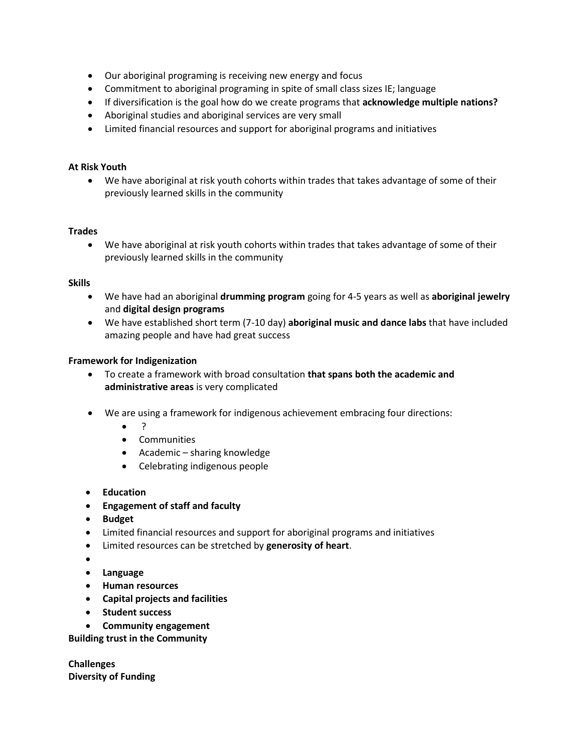- Our aboriginal programing is receiving new energy and focus
- Commitment to aboriginal programing in spite of small class sizes IE; language
- If diversification is the goal how do we create programs that **acknowledge multiple nations?**
- Aboriginal studies and aboriginal services are very small
- Limited financial resources and support for aboriginal programs and initiatives

**At Risk Youth**

- We have aboriginal at risk youth cohorts within trades that takes advantage of some of their previously learned skills in the community

**Trades**

- We have aboriginal at risk youth cohorts within trades that takes advantage of some of their previously learned skills in the community

**Skills**

- We have had an aboriginal **drumming program** going for 4-5 years as well as **aboriginal jewelry** and **digital design programs**
- We have established short term (7-10 day) **aboriginal music and dance labs** that have included amazing people and have had great success

**Framework for Indigenization**

- To create a framework with broad consultation **that spans both the academic and administrative areas** is very complicated

- We are using a framework for indigenous achievement embracing four directions:
  - ?
  - Communities
  - Academic – sharing knowledge
  - Celebrating indigenous people

- **Education**
- **Engagement of staff and faculty**
- **Budget**
- Limited financial resources and support for aboriginal programs and initiatives
- Limited resources can be stretched by **generosity of heart**.
- 
- **Language**
- **Human resources**
- **Capital projects and facilities**
- **Student success**
- **Community engagement**

**Building trust in the Community**

**Challenges**
**Diversity of Funding**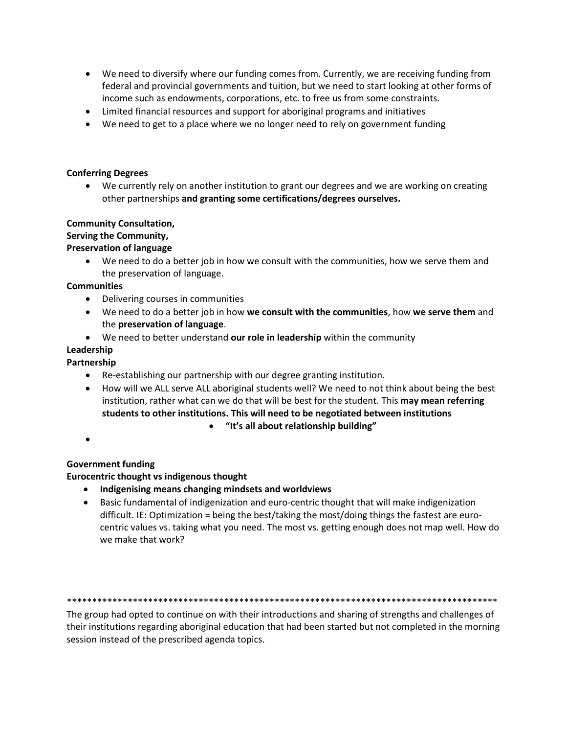- We need to diversify where our funding comes from. Currently, we are receiving funding from federal and provincial governments and tuition, but we need to start looking at other forms of income such as endowments, corporations, etc. to free us from some constraints.
- Limited financial resources and support for aboriginal programs and initiatives
- We need to get to a place where we no longer need to rely on government funding

**Conferring Degrees**

- We currently rely on another institution to grant our degrees and we are working on creating other partnerships **and granting some certifications/degrees ourselves.**

**Community Consultation,**
**Serving the Community,**
**Preservation of language**

- We need to do a better job in how we consult with the communities, how we serve them and the preservation of language.

**Communities**

- Delivering courses in communities
- We need to do a better job in how **we consult with the communities**, how **we serve them** and the **preservation of language**.
- We need to better understand **our role in leadership** within the community

**Leadership**
**Partnership**

- Re-establishing our partnership with our degree granting institution.
- How will we ALL serve ALL aboriginal students well? We need to not think about being the best institution, rather what can we do that will be best for the student. This **may mean referring students to other institutions. This will need to be negotiated between institutions**
  - **"It's all about relationship building"**
-

**Government funding**
**Eurocentric thought vs indigenous thought**

- **Indigenising means changing mindsets and worldviews**
- Basic fundamental of indigenization and euro-centric thought that will make indigenization difficult. IE: Optimization = being the best/taking the most/doing things the fastest are euro-centric values vs. taking what you need. The most vs. getting enough does not map well. How do we make that work?

*****************************************************************************************

The group had opted to continue on with their introductions and sharing of strengths and challenges of their institutions regarding aboriginal education that had been started but not completed in the morning session instead of the prescribed agenda topics.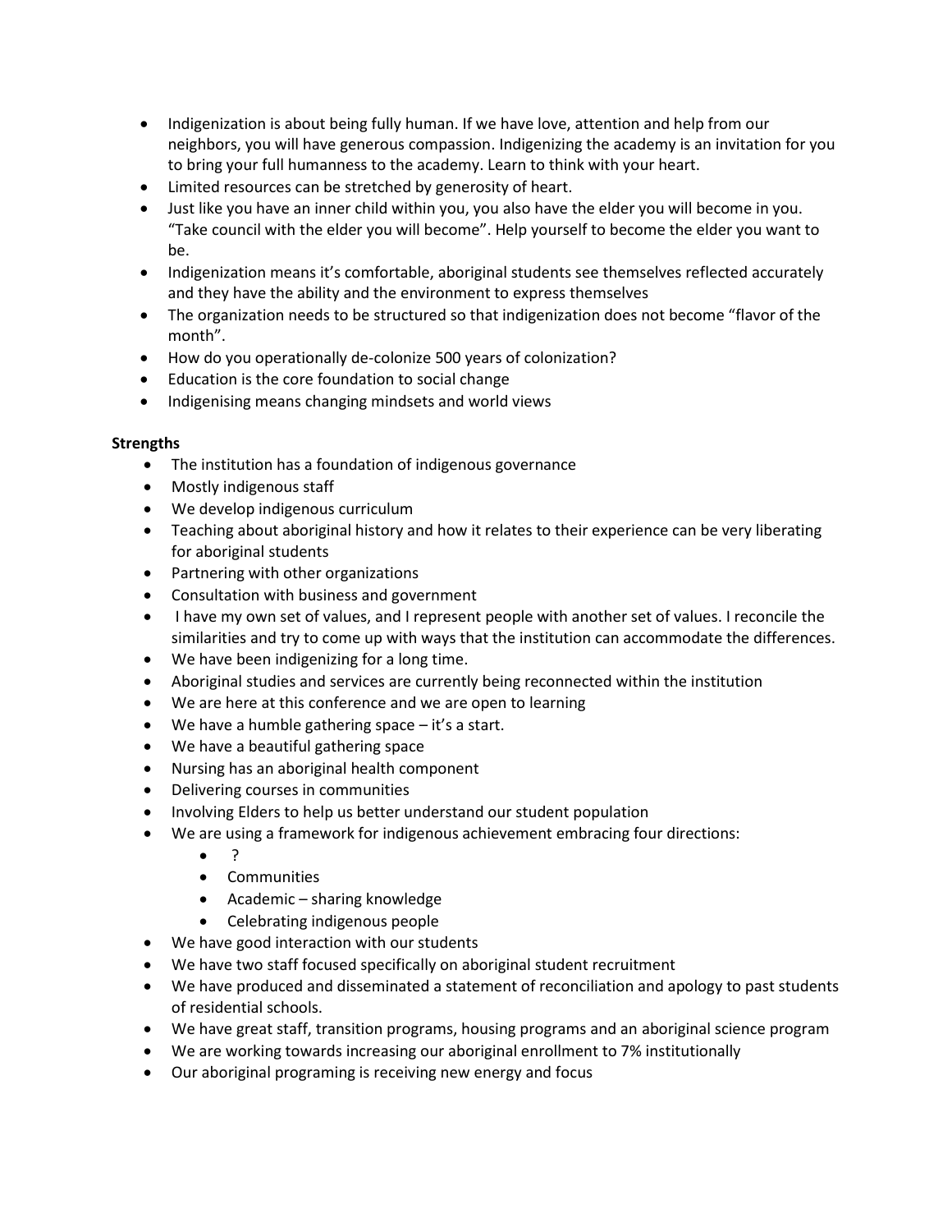- Indigenization is about being fully human. If we have love, attention and help from our neighbors, you will have generous compassion. Indigenizing the academy is an invitation for you to bring your full humanness to the academy. Learn to think with your heart.
- Limited resources can be stretched by generosity of heart.
- Just like you have an inner child within you, you also have the elder you will become in you. "Take council with the elder you will become". Help yourself to become the elder you want to be.
- Indigenization means it's comfortable, aboriginal students see themselves reflected accurately and they have the ability and the environment to express themselves
- The organization needs to be structured so that indigenization does not become "flavor of the month".
- How do you operationally de-colonize 500 years of colonization?
- Education is the core foundation to social change
- Indigenising means changing mindsets and world views

**Strengths**

- The institution has a foundation of indigenous governance
- Mostly indigenous staff
- We develop indigenous curriculum
- Teaching about aboriginal history and how it relates to their experience can be very liberating for aboriginal students
- Partnering with other organizations
- Consultation with business and government
- I have my own set of values, and I represent people with another set of values. I reconcile the similarities and try to come up with ways that the institution can accommodate the differences.
- We have been indigenizing for a long time.
- Aboriginal studies and services are currently being reconnected within the institution
- We are here at this conference and we are open to learning
- We have a humble gathering space – it's a start.
- We have a beautiful gathering space
- Nursing has an aboriginal health component
- Delivering courses in communities
- Involving Elders to help us better understand our student population
- We are using a framework for indigenous achievement embracing four directions:
    - ?
    - Communities
    - Academic – sharing knowledge
    - Celebrating indigenous people
- We have good interaction with our students
- We have two staff focused specifically on aboriginal student recruitment
- We have produced and disseminated a statement of reconciliation and apology to past students of residential schools.
- We have great staff, transition programs, housing programs and an aboriginal science program
- We are working towards increasing our aboriginal enrollment to 7% institutionally
- Our aboriginal programing is receiving new energy and focus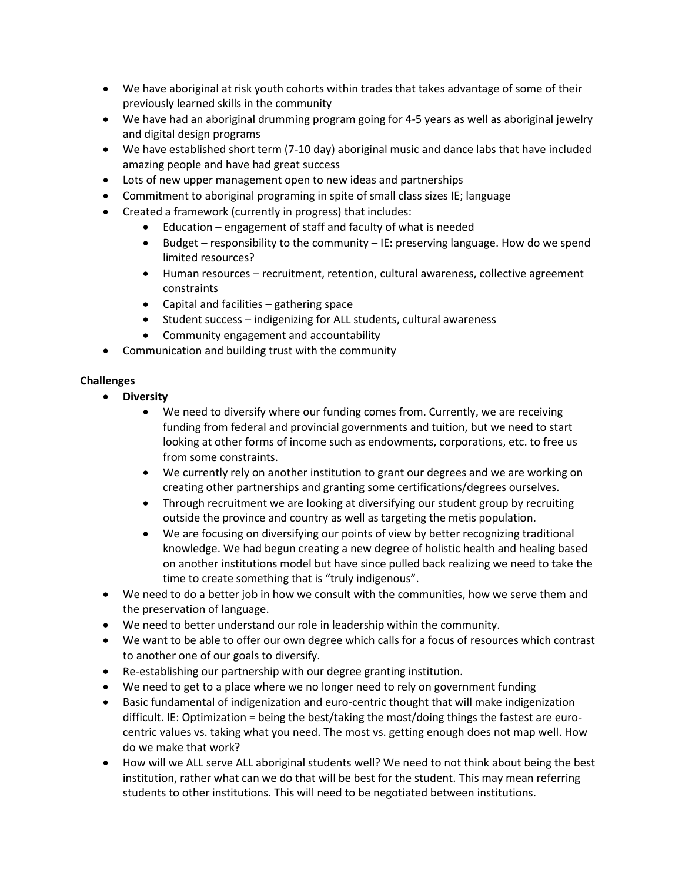- We have aboriginal at risk youth cohorts within trades that takes advantage of some of their previously learned skills in the community
- We have had an aboriginal drumming program going for 4-5 years as well as aboriginal jewelry and digital design programs
- We have established short term (7-10 day) aboriginal music and dance labs that have included amazing people and have had great success
- Lots of new upper management open to new ideas and partnerships
- Commitment to aboriginal programing in spite of small class sizes IE; language
- Created a framework (currently in progress) that includes:
    - Education – engagement of staff and faculty of what is needed
    - Budget – responsibility to the community – IE: preserving language. How do we spend limited resources?
    - Human resources – recruitment, retention, cultural awareness, collective agreement constraints
    - Capital and facilities – gathering space
    - Student success – indigenizing for ALL students, cultural awareness
    - Community engagement and accountability
- Communication and building trust with the community

**Challenges**

- **Diversity**
    - We need to diversify where our funding comes from. Currently, we are receiving funding from federal and provincial governments and tuition, but we need to start looking at other forms of income such as endowments, corporations, etc. to free us from some constraints.
    - We currently rely on another institution to grant our degrees and we are working on creating other partnerships and granting some certifications/degrees ourselves.
    - Through recruitment we are looking at diversifying our student group by recruiting outside the province and country as well as targeting the metis population.
    - We are focusing on diversifying our points of view by better recognizing traditional knowledge. We had begun creating a new degree of holistic health and healing based on another institutions model but have since pulled back realizing we need to take the time to create something that is "truly indigenous".
- We need to do a better job in how we consult with the communities, how we serve them and the preservation of language.
- We need to better understand our role in leadership within the community.
- We want to be able to offer our own degree which calls for a focus of resources which contrast to another one of our goals to diversify.
- Re-establishing our partnership with our degree granting institution.
- We need to get to a place where we no longer need to rely on government funding
- Basic fundamental of indigenization and euro-centric thought that will make indigenization difficult. IE: Optimization = being the best/taking the most/doing things the fastest are euro-centric values vs. taking what you need. The most vs. getting enough does not map well. How do we make that work?
- How will we ALL serve ALL aboriginal students well? We need to not think about being the best institution, rather what can we do that will be best for the student. This may mean referring students to other institutions. This will need to be negotiated between institutions.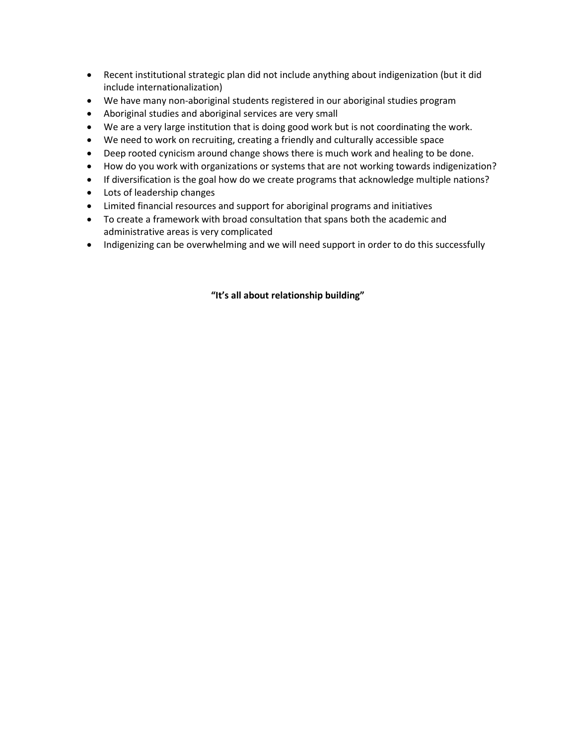- Recent institutional strategic plan did not include anything about indigenization (but it did include internationalization)
- We have many non-aboriginal students registered in our aboriginal studies program
- Aboriginal studies and aboriginal services are very small
- We are a very large institution that is doing good work but is not coordinating the work.
- We need to work on recruiting, creating a friendly and culturally accessible space
- Deep rooted cynicism around change shows there is much work and healing to be done.
- How do you work with organizations or systems that are not working towards indigenization?
- If diversification is the goal how do we create programs that acknowledge multiple nations?
- Lots of leadership changes
- Limited financial resources and support for aboriginal programs and initiatives
- To create a framework with broad consultation that spans both the academic and administrative areas is very complicated
- Indigenizing can be overwhelming and we will need support in order to do this successfully

**"It's all about relationship building"**